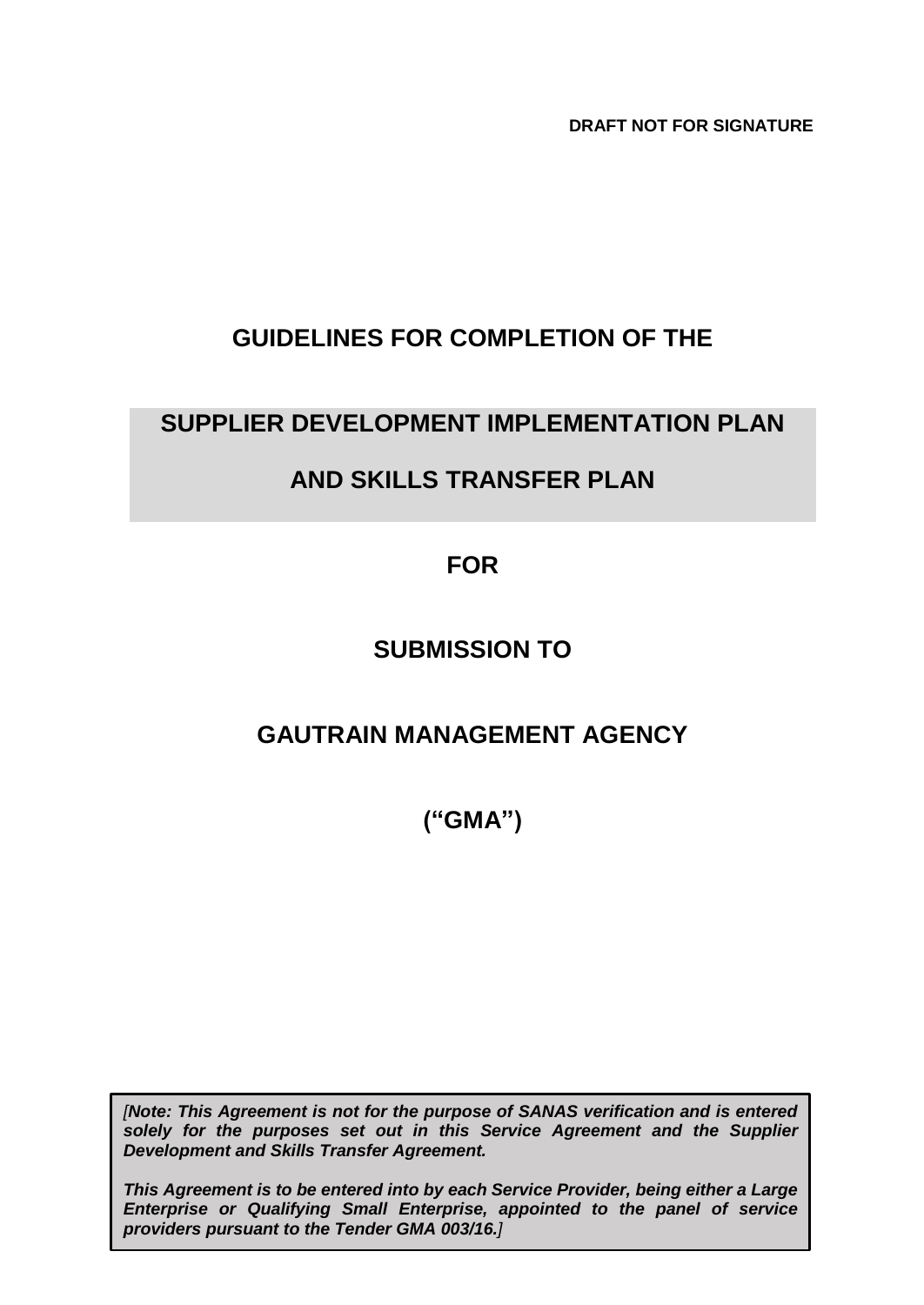**DRAFT NOT FOR SIGNATURE**

# GUIDELINES FOR COMPLETION OF THE

# SUPPLIER DEVELOPMENT IMPLEMENTATION PLAN AND SKILLS TRANSFER PLAN

## FOR

## SUBMISSION TO

## GAUTRAIN MANAGEMENT AGENCY

## ("GMA")

*[**Note: This Agreement is not for the purpose of SANAS verification and is entered solely for the purposes set out in this Service Agreement and the Supplier Development and Skills Transfer Agreement.***

***This Agreement is to be entered into by each Service Provider, being either a Large Enterprise or Qualifying Small Enterprise, appointed to the panel of service providers pursuant to the Tender GMA 003/16.**]*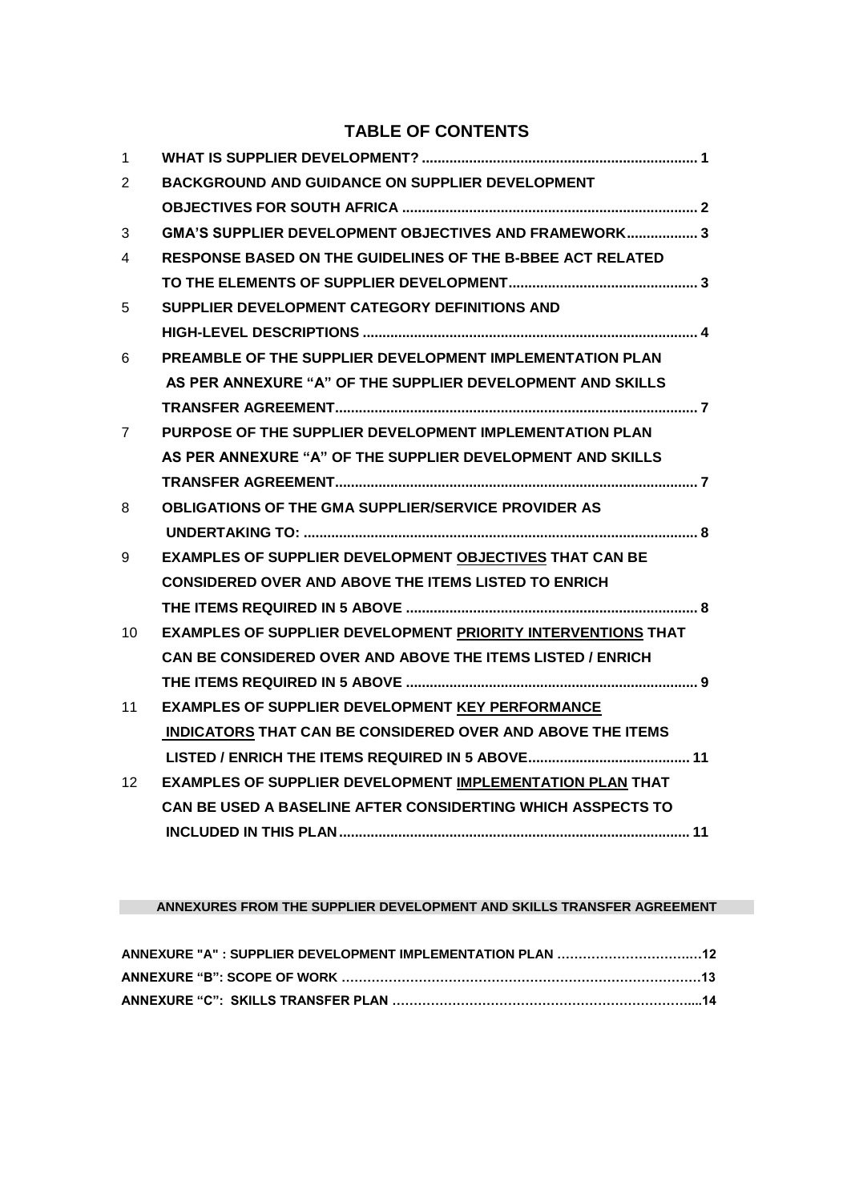## TABLE OF CONTENTS

| | | |
|---|---|---|
| 1 | **WHAT IS SUPPLIER DEVELOPMENT?** | **1** |
| 2 | **BACKGROUND AND GUIDANCE ON SUPPLIER DEVELOPMENT OBJECTIVES FOR SOUTH AFRICA** | **2** |
| 3 | **GMA'S SUPPLIER DEVELOPMENT OBJECTIVES AND FRAMEWORK** | **3** |
| 4 | **RESPONSE BASED ON THE GUIDELINES OF THE B-BBEE ACT RELATED TO THE ELEMENTS OF SUPPLIER DEVELOPMENT** | **3** |
| 5 | **SUPPLIER DEVELOPMENT CATEGORY DEFINITIONS AND HIGH-LEVEL DESCRIPTIONS** | **4** |
| 6 | **PREAMBLE OF THE SUPPLIER DEVELOPMENT IMPLEMENTATION PLAN AS PER ANNEXURE "A" OF THE SUPPLIER DEVELOPMENT AND SKILLS TRANSFER AGREEMENT** | **7** |
| 7 | **PURPOSE OF THE SUPPLIER DEVELOPMENT IMPLEMENTATION PLAN AS PER ANNEXURE "A" OF THE SUPPLIER DEVELOPMENT AND SKILLS TRANSFER AGREEMENT** | **7** |
| 8 | **OBLIGATIONS OF THE GMA SUPPLIER/SERVICE PROVIDER AS UNDERTAKING TO:** | **8** |
| 9 | **EXAMPLES OF SUPPLIER DEVELOPMENT <u>OBJECTIVES</u> THAT CAN BE CONSIDERED OVER AND ABOVE THE ITEMS LISTED TO ENRICH THE ITEMS REQUIRED IN 5 ABOVE** | **8** |
| 10 | **EXAMPLES OF SUPPLIER DEVELOPMENT <u>PRIORITY INTERVENTIONS</u> THAT CAN BE CONSIDERED OVER AND ABOVE THE ITEMS LISTED / ENRICH THE ITEMS REQUIRED IN 5 ABOVE** | **9** |
| 11 | **EXAMPLES OF SUPPLIER DEVELOPMENT <u>KEY PERFORMANCE INDICATORS</u> THAT CAN BE CONSIDERED OVER AND ABOVE THE ITEMS LISTED / ENRICH THE ITEMS REQUIRED IN 5 ABOVE** | **11** |
| 12 | **EXAMPLES OF SUPPLIER DEVELOPMENT <u>IMPLEMENTATION PLAN</u> THAT CAN BE USED A BASELINE AFTER CONSIDERTING WHICH ASSPECTS TO INCLUDED IN THIS PLAN** | **11** |

**ANNEXURES FROM THE SUPPLIER DEVELOPMENT AND SKILLS TRANSFER AGREEMENT**

| | |
|---|---|
| **ANNEXURE "A" : SUPPLIER DEVELOPMENT IMPLEMENTATION PLAN** | **12** |
| **ANNEXURE "B": SCOPE OF WORK** | **13** |
| **ANNEXURE "C": SKILLS TRANSFER PLAN** | **14** |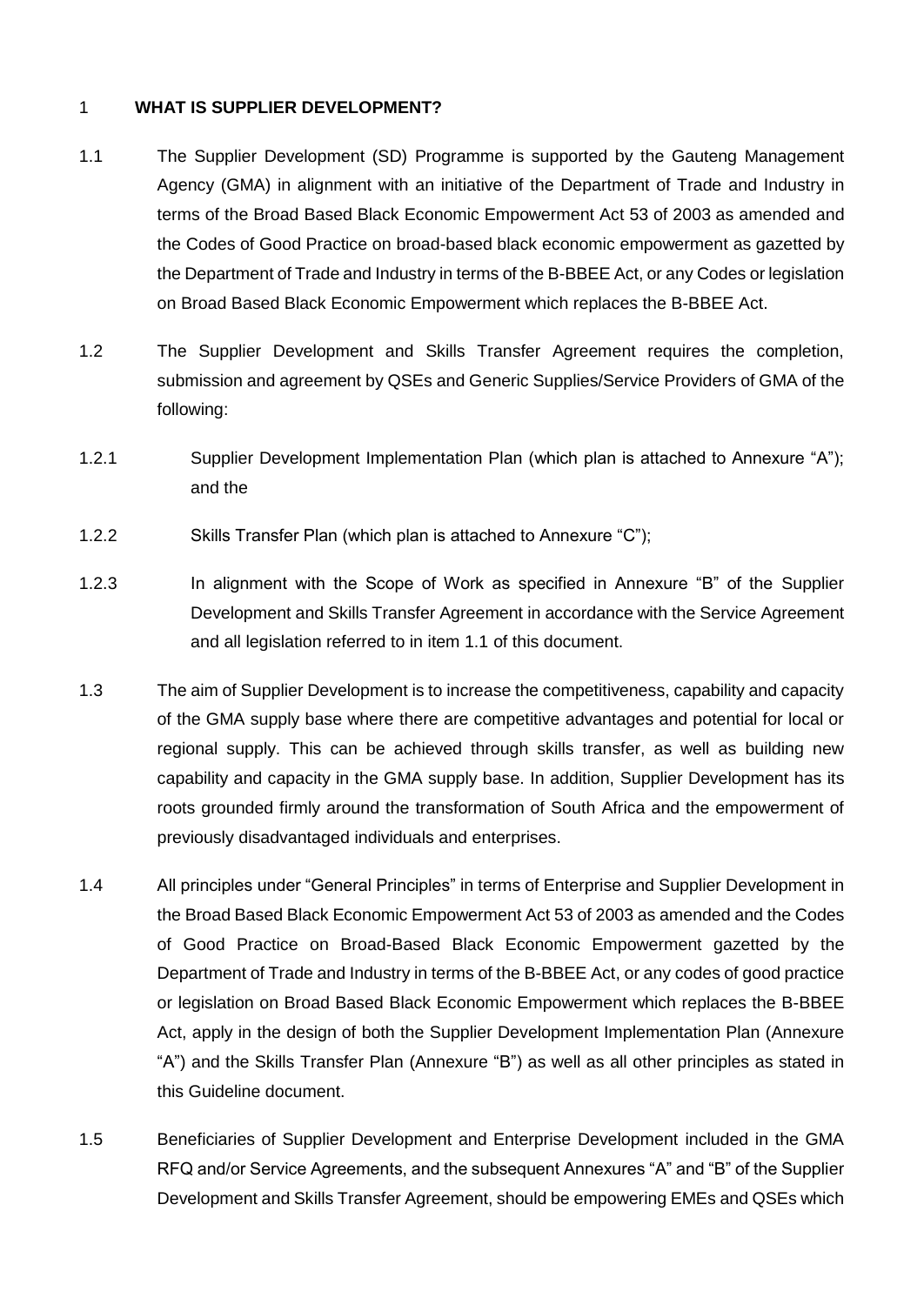## 1 WHAT IS SUPPLIER DEVELOPMENT?

1.1 The Supplier Development (SD) Programme is supported by the Gauteng Management Agency (GMA) in alignment with an initiative of the Department of Trade and Industry in terms of the Broad Based Black Economic Empowerment Act 53 of 2003 as amended and the Codes of Good Practice on broad-based black economic empowerment as gazetted by the Department of Trade and Industry in terms of the B-BBEE Act, or any Codes or legislation on Broad Based Black Economic Empowerment which replaces the B-BBEE Act.

1.2 The Supplier Development and Skills Transfer Agreement requires the completion, submission and agreement by QSEs and Generic Supplies/Service Providers of GMA of the following:

1.2.1 Supplier Development Implementation Plan (which plan is attached to Annexure "A"); and the

1.2.2 Skills Transfer Plan (which plan is attached to Annexure "C");

1.2.3 In alignment with the Scope of Work as specified in Annexure "B" of the Supplier Development and Skills Transfer Agreement in accordance with the Service Agreement and all legislation referred to in item 1.1 of this document.

1.3 The aim of Supplier Development is to increase the competitiveness, capability and capacity of the GMA supply base where there are competitive advantages and potential for local or regional supply. This can be achieved through skills transfer, as well as building new capability and capacity in the GMA supply base. In addition, Supplier Development has its roots grounded firmly around the transformation of South Africa and the empowerment of previously disadvantaged individuals and enterprises.

1.4 All principles under "General Principles" in terms of Enterprise and Supplier Development in the Broad Based Black Economic Empowerment Act 53 of 2003 as amended and the Codes of Good Practice on Broad-Based Black Economic Empowerment gazetted by the Department of Trade and Industry in terms of the B-BBEE Act, or any codes of good practice or legislation on Broad Based Black Economic Empowerment which replaces the B-BBEE Act, apply in the design of both the Supplier Development Implementation Plan (Annexure "A") and the Skills Transfer Plan (Annexure "B") as well as all other principles as stated in this Guideline document.

1.5 Beneficiaries of Supplier Development and Enterprise Development included in the GMA RFQ and/or Service Agreements, and the subsequent Annexures "A" and "B" of the Supplier Development and Skills Transfer Agreement, should be empowering EMEs and QSEs which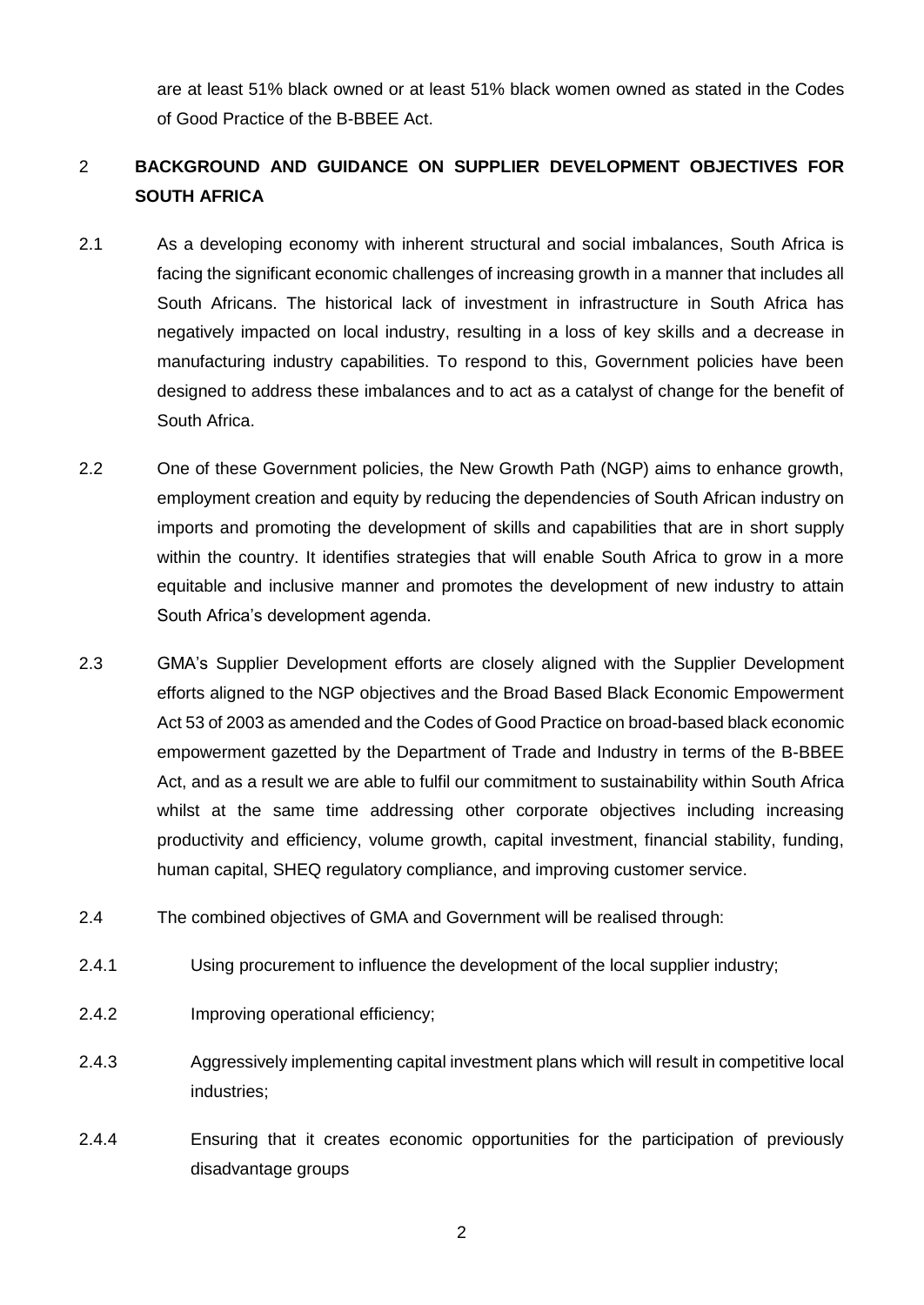are at least 51% black owned or at least 51% black women owned as stated in the Codes of Good Practice of the B-BBEE Act.

## 2 BACKGROUND AND GUIDANCE ON SUPPLIER DEVELOPMENT OBJECTIVES FOR SOUTH AFRICA

2.1 As a developing economy with inherent structural and social imbalances, South Africa is facing the significant economic challenges of increasing growth in a manner that includes all South Africans. The historical lack of investment in infrastructure in South Africa has negatively impacted on local industry, resulting in a loss of key skills and a decrease in manufacturing industry capabilities. To respond to this, Government policies have been designed to address these imbalances and to act as a catalyst of change for the benefit of South Africa.

2.2 One of these Government policies, the New Growth Path (NGP) aims to enhance growth, employment creation and equity by reducing the dependencies of South African industry on imports and promoting the development of skills and capabilities that are in short supply within the country. It identifies strategies that will enable South Africa to grow in a more equitable and inclusive manner and promotes the development of new industry to attain South Africa's development agenda.

2.3 GMA's Supplier Development efforts are closely aligned with the Supplier Development efforts aligned to the NGP objectives and the Broad Based Black Economic Empowerment Act 53 of 2003 as amended and the Codes of Good Practice on broad-based black economic empowerment gazetted by the Department of Trade and Industry in terms of the B-BBEE Act, and as a result we are able to fulfil our commitment to sustainability within South Africa whilst at the same time addressing other corporate objectives including increasing productivity and efficiency, volume growth, capital investment, financial stability, funding, human capital, SHEQ regulatory compliance, and improving customer service.

2.4 The combined objectives of GMA and Government will be realised through:

2.4.1 Using procurement to influence the development of the local supplier industry;

2.4.2 Improving operational efficiency;

2.4.3 Aggressively implementing capital investment plans which will result in competitive local industries;

2.4.4 Ensuring that it creates economic opportunities for the participation of previously disadvantage groups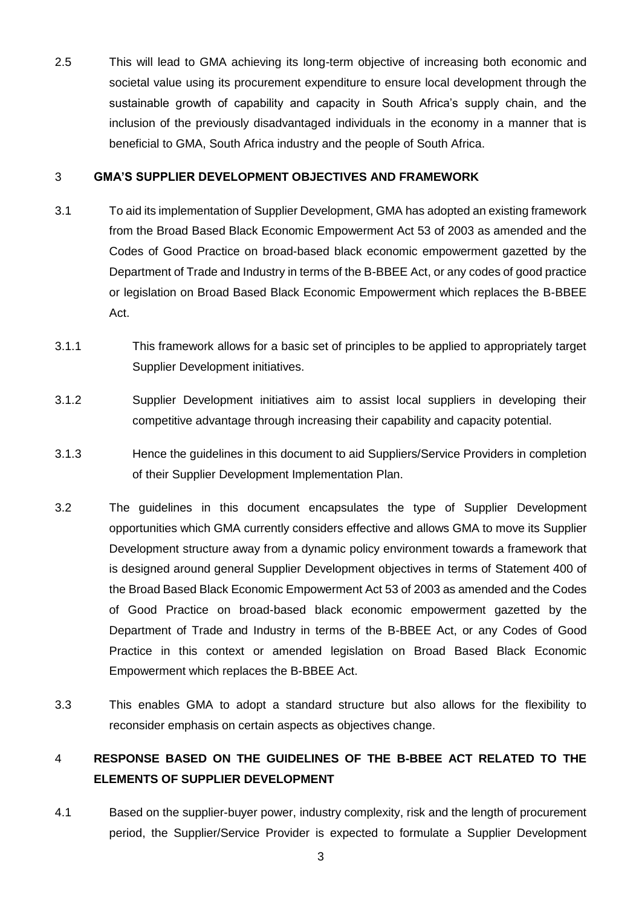2.5 This will lead to GMA achieving its long-term objective of increasing both economic and societal value using its procurement expenditure to ensure local development through the sustainable growth of capability and capacity in South Africa's supply chain, and the inclusion of the previously disadvantaged individuals in the economy in a manner that is beneficial to GMA, South Africa industry and the people of South Africa.

## 3 GMA'S SUPPLIER DEVELOPMENT OBJECTIVES AND FRAMEWORK

3.1 To aid its implementation of Supplier Development, GMA has adopted an existing framework from the Broad Based Black Economic Empowerment Act 53 of 2003 as amended and the Codes of Good Practice on broad-based black economic empowerment gazetted by the Department of Trade and Industry in terms of the B-BBEE Act, or any codes of good practice or legislation on Broad Based Black Economic Empowerment which replaces the B-BBEE Act.

3.1.1 This framework allows for a basic set of principles to be applied to appropriately target Supplier Development initiatives.

3.1.2 Supplier Development initiatives aim to assist local suppliers in developing their competitive advantage through increasing their capability and capacity potential.

3.1.3 Hence the guidelines in this document to aid Suppliers/Service Providers in completion of their Supplier Development Implementation Plan.

3.2 The guidelines in this document encapsulates the type of Supplier Development opportunities which GMA currently considers effective and allows GMA to move its Supplier Development structure away from a dynamic policy environment towards a framework that is designed around general Supplier Development objectives in terms of Statement 400 of the Broad Based Black Economic Empowerment Act 53 of 2003 as amended and the Codes of Good Practice on broad-based black economic empowerment gazetted by the Department of Trade and Industry in terms of the B-BBEE Act, or any Codes of Good Practice in this context or amended legislation on Broad Based Black Economic Empowerment which replaces the B-BBEE Act.

3.3 This enables GMA to adopt a standard structure but also allows for the flexibility to reconsider emphasis on certain aspects as objectives change.

## 4 RESPONSE BASED ON THE GUIDELINES OF THE B-BBEE ACT RELATED TO THE ELEMENTS OF SUPPLIER DEVELOPMENT

4.1 Based on the supplier-buyer power, industry complexity, risk and the length of procurement period, the Supplier/Service Provider is expected to formulate a Supplier Development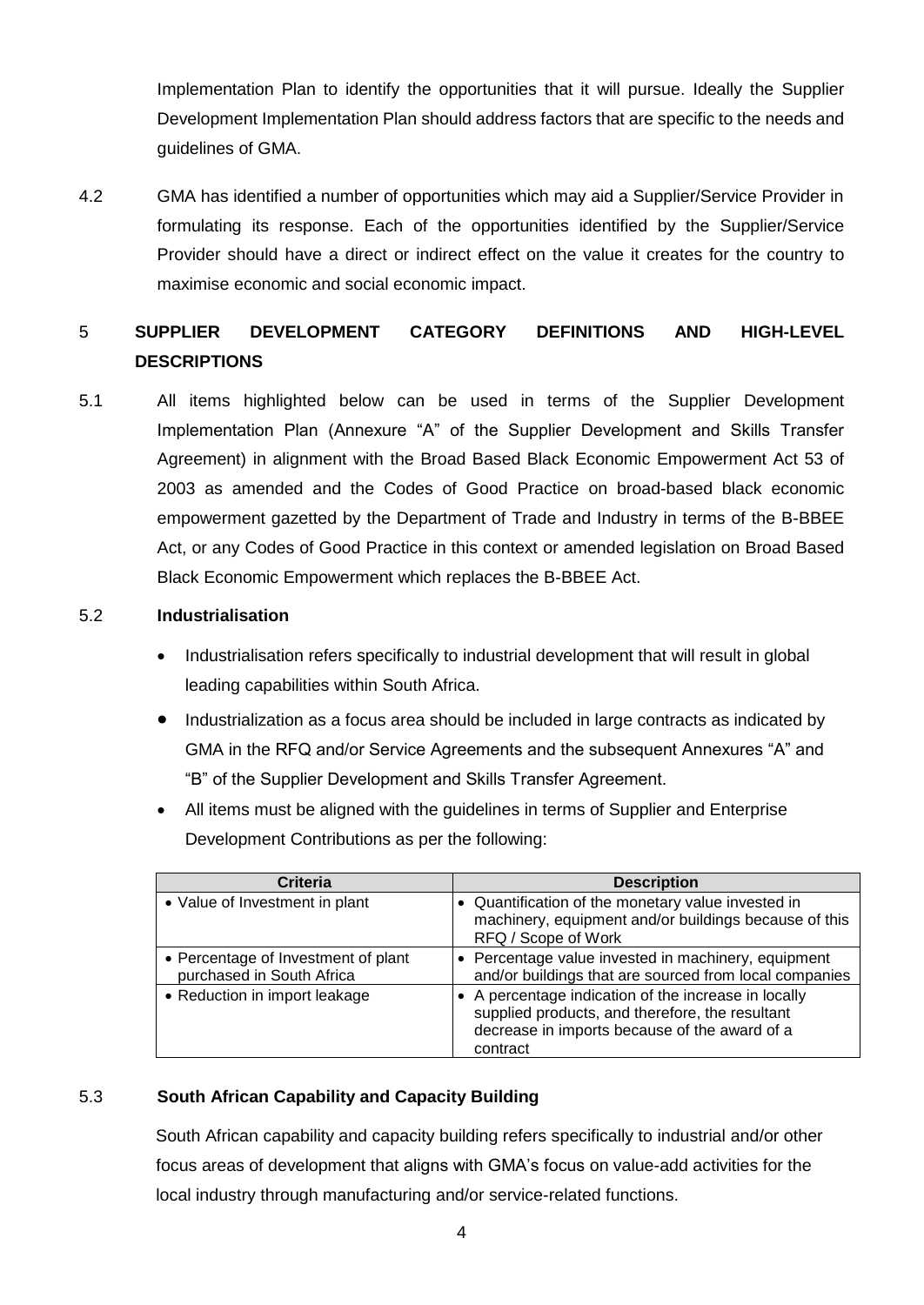Implementation Plan to identify the opportunities that it will pursue. Ideally the Supplier Development Implementation Plan should address factors that are specific to the needs and guidelines of GMA.

4.2 GMA has identified a number of opportunities which may aid a Supplier/Service Provider in formulating its response. Each of the opportunities identified by the Supplier/Service Provider should have a direct or indirect effect on the value it creates for the country to maximise economic and social economic impact.

## 5 SUPPLIER DEVELOPMENT CATEGORY DEFINITIONS AND HIGH-LEVEL DESCRIPTIONS

5.1 All items highlighted below can be used in terms of the Supplier Development Implementation Plan (Annexure "A" of the Supplier Development and Skills Transfer Agreement) in alignment with the Broad Based Black Economic Empowerment Act 53 of 2003 as amended and the Codes of Good Practice on broad-based black economic empowerment gazetted by the Department of Trade and Industry in terms of the B-BBEE Act, or any Codes of Good Practice in this context or amended legislation on Broad Based Black Economic Empowerment which replaces the B-BBEE Act.

### 5.2 Industrialisation

- Industrialisation refers specifically to industrial development that will result in global leading capabilities within South Africa.
- Industrialization as a focus area should be included in large contracts as indicated by GMA in the RFQ and/or Service Agreements and the subsequent Annexures "A" and "B" of the Supplier Development and Skills Transfer Agreement.
- All items must be aligned with the guidelines in terms of Supplier and Enterprise Development Contributions as per the following:

| Criteria | Description |
|---|---|
| • Value of Investment in plant | • Quantification of the monetary value invested in machinery, equipment and/or buildings because of this RFQ / Scope of Work |
| • Percentage of Investment of plant purchased in South Africa | • Percentage value invested in machinery, equipment and/or buildings that are sourced from local companies |
| • Reduction in import leakage | • A percentage indication of the increase in locally supplied products, and therefore, the resultant decrease in imports because of the award of a contract |

### 5.3 South African Capability and Capacity Building

South African capability and capacity building refers specifically to industrial and/or other focus areas of development that aligns with GMA's focus on value-add activities for the local industry through manufacturing and/or service-related functions.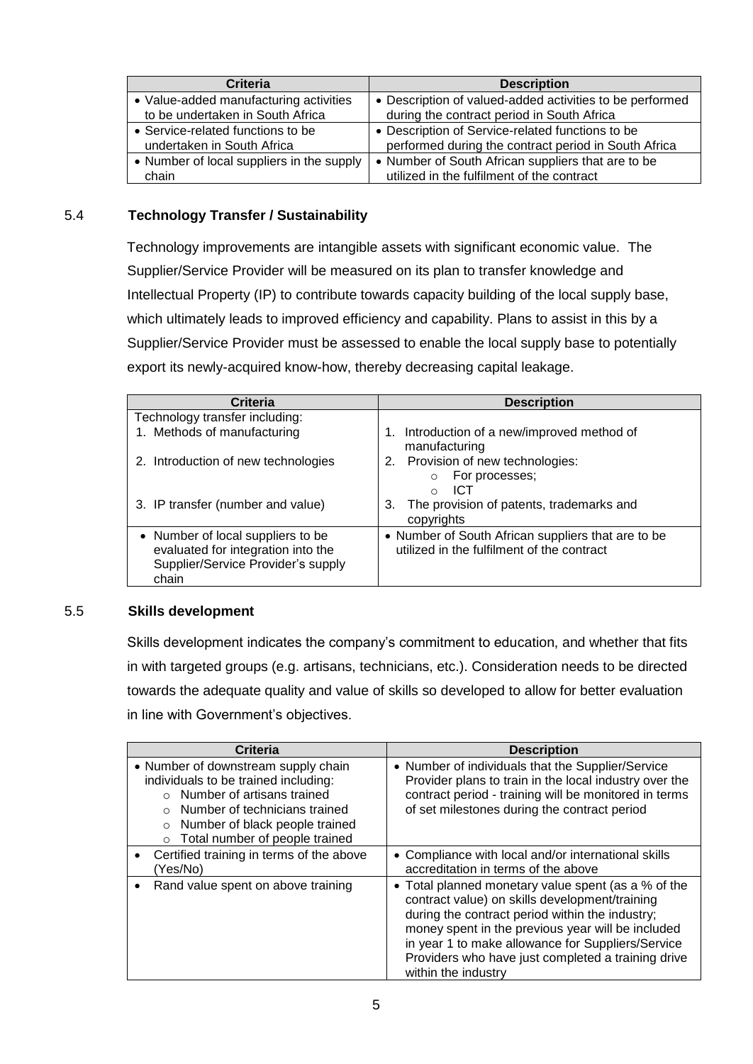| Criteria | Description |
|---|---|
| • Value-added manufacturing activities to be undertaken in South Africa | • Description of valued-added activities to be performed during the contract period in South Africa |
| • Service-related functions to be undertaken in South Africa | • Description of Service-related functions to be performed during the contract period in South Africa |
| • Number of local suppliers in the supply chain | • Number of South African suppliers that are to be utilized in the fulfilment of the contract |

## 5.4 Technology Transfer / Sustainability

Technology improvements are intangible assets with significant economic value. The Supplier/Service Provider will be measured on its plan to transfer knowledge and Intellectual Property (IP) to contribute towards capacity building of the local supply base, which ultimately leads to improved efficiency and capability. Plans to assist in this by a Supplier/Service Provider must be assessed to enable the local supply base to potentially export its newly-acquired know-how, thereby decreasing capital leakage.

| Criteria | Description |
|---|---|
| Technology transfer including:<br>1. Methods of manufacturing<br>2. Introduction of new technologies<br>3. IP transfer (number and value) | 1. Introduction of a new/improved method of manufacturing<br>2. Provision of new technologies:<br>○ For processes;<br>○ ICT<br>3. The provision of patents, trademarks and copyrights |
| • Number of local suppliers to be evaluated for integration into the Supplier/Service Provider's supply chain | • Number of South African suppliers that are to be utilized in the fulfilment of the contract |

## 5.5 Skills development

Skills development indicates the company's commitment to education, and whether that fits in with targeted groups (e.g. artisans, technicians, etc.). Consideration needs to be directed towards the adequate quality and value of skills so developed to allow for better evaluation in line with Government's objectives.

| Criteria | Description |
|---|---|
| • Number of downstream supply chain individuals to be trained including:<br>○ Number of artisans trained<br>○ Number of technicians trained<br>○ Number of black people trained<br>○ Total number of people trained | • Number of individuals that the Supplier/Service Provider plans to train in the local industry over the contract period - training will be monitored in terms of set milestones during the contract period |
| • Certified training in terms of the above (Yes/No) | • Compliance with local and/or international skills accreditation in terms of the above |
| • Rand value spent on above training | • Total planned monetary value spent (as a % of the contract value) on skills development/training during the contract period within the industry; money spent in the previous year will be included in year 1 to make allowance for Suppliers/Service Providers who have just completed a training drive within the industry |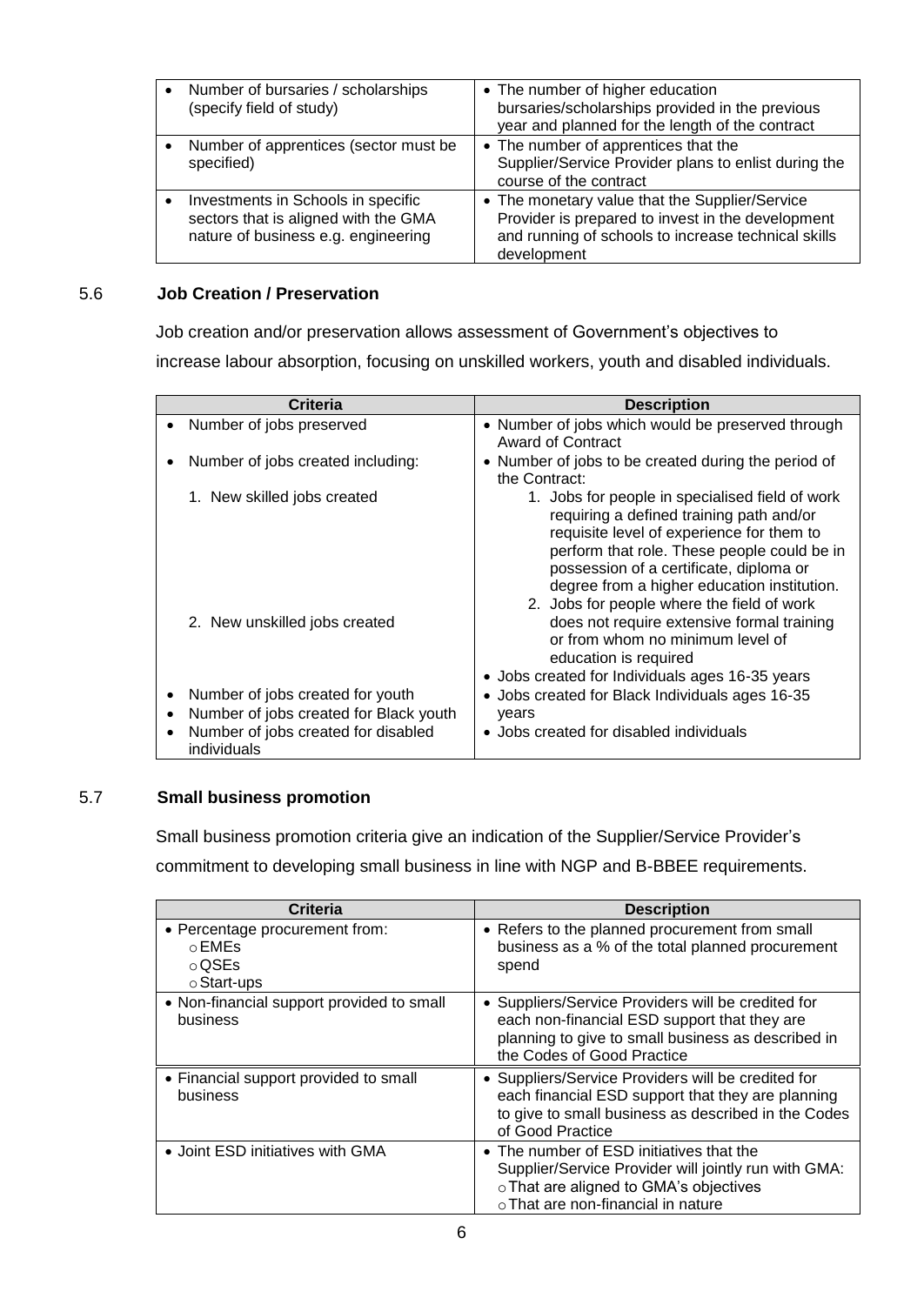| Criteria | Description |
| --- | --- |
| • Number of bursaries / scholarships (specify field of study) | • The number of higher education bursaries/scholarships provided in the previous year and planned for the length of the contract |
| • Number of apprentices (sector must be specified) | • The number of apprentices that the Supplier/Service Provider plans to enlist during the course of the contract |
| • Investments in Schools in specific sectors that is aligned with the GMA nature of business e.g. engineering | • The monetary value that the Supplier/Service Provider is prepared to invest in the development and running of schools to increase technical skills development |

## 5.6 Job Creation / Preservation

Job creation and/or preservation allows assessment of Government's objectives to increase labour absorption, focusing on unskilled workers, youth and disabled individuals.

| Criteria | Description |
| --- | --- |
| • Number of jobs preserved | • Number of jobs which would be preserved through Award of Contract |
| • Number of jobs created including: | • Number of jobs to be created during the period of the Contract: |
| 1. New skilled jobs created | 1. Jobs for people in specialised field of work requiring a defined training path and/or requisite level of experience for them to perform that role. These people could be in possession of a certificate, diploma or degree from a higher education institution. |
| 2. New unskilled jobs created | 2. Jobs for people where the field of work does not require extensive formal training or from whom no minimum level of education is required |
| • Number of jobs created for youth | • Jobs created for Individuals ages 16-35 years |
| • Number of jobs created for Black youth | • Jobs created for Black Individuals ages 16-35 years |
| • Number of jobs created for disabled individuals | • Jobs created for disabled individuals |

## 5.7 Small business promotion

Small business promotion criteria give an indication of the Supplier/Service Provider's commitment to developing small business in line with NGP and B-BBEE requirements.

| Criteria | Description |
| --- | --- |
| • Percentage procurement from: <br> ○ EMEs <br> ○ QSEs <br> ○ Start-ups | • Refers to the planned procurement from small business as a % of the total planned procurement spend |
| • Non-financial support provided to small business | • Suppliers/Service Providers will be credited for each non-financial ESD support that they are planning to give to small business as described in the Codes of Good Practice |
| • Financial support provided to small business | • Suppliers/Service Providers will be credited for each financial ESD support that they are planning to give to small business as described in the Codes of Good Practice |
| • Joint ESD initiatives with GMA | • The number of ESD initiatives that the Supplier/Service Provider will jointly run with GMA: <br> ○ That are aligned to GMA's objectives <br> ○ That are non-financial in nature |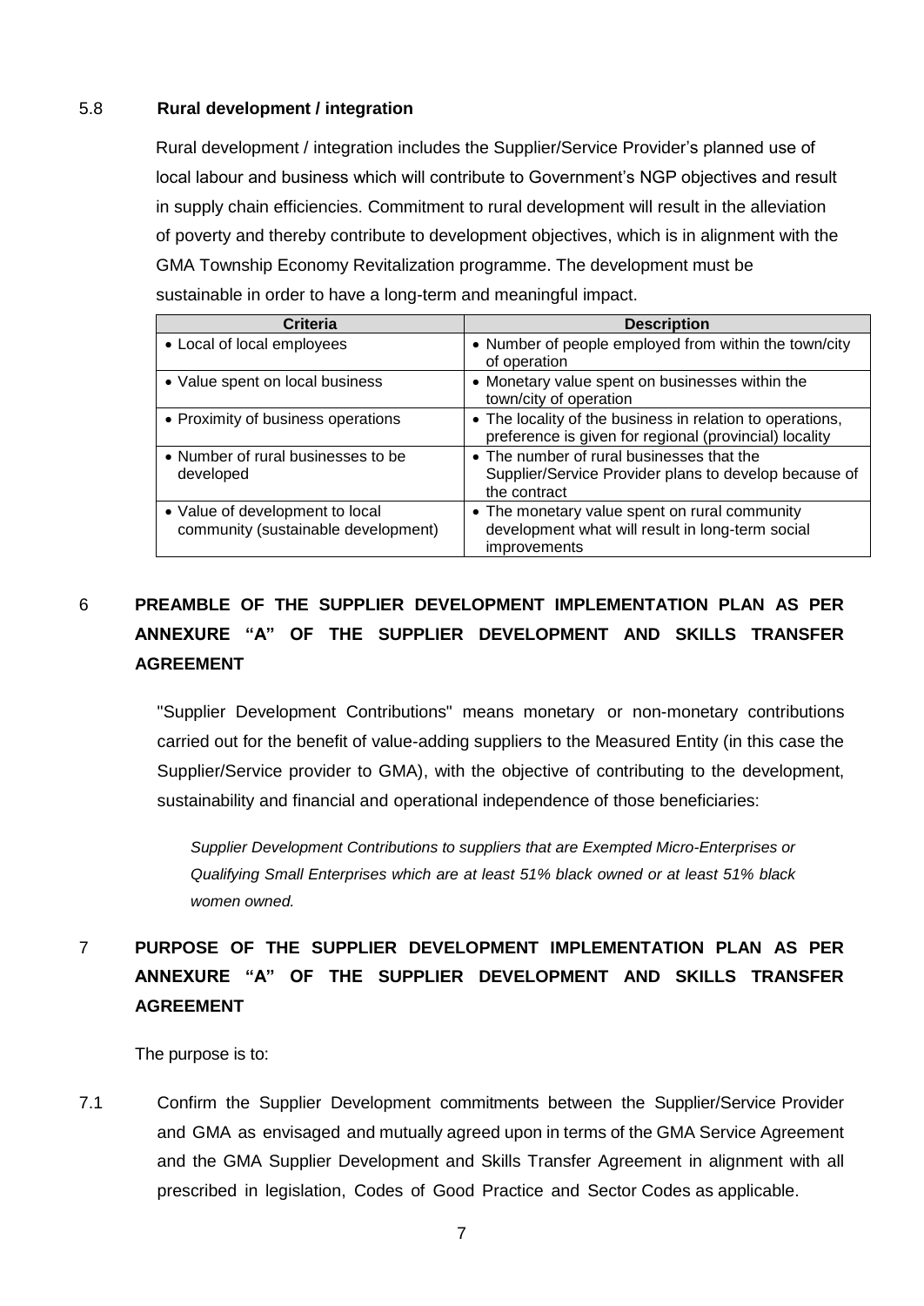### 5.8 Rural development / integration

Rural development / integration includes the Supplier/Service Provider's planned use of local labour and business which will contribute to Government's NGP objectives and result in supply chain efficiencies. Commitment to rural development will result in the alleviation of poverty and thereby contribute to development objectives, which is in alignment with the GMA Township Economy Revitalization programme. The development must be sustainable in order to have a long-term and meaningful impact.

| Criteria | Description |
| --- | --- |
| • Local of local employees | • Number of people employed from within the town/city of operation |
| • Value spent on local business | • Monetary value spent on businesses within the town/city of operation |
| • Proximity of business operations | • The locality of the business in relation to operations, preference is given for regional (provincial) locality |
| • Number of rural businesses to be developed | • The number of rural businesses that the Supplier/Service Provider plans to develop because of the contract |
| • Value of development to local community (sustainable development) | • The monetary value spent on rural community development what will result in long-term social improvements |

## 6 PREAMBLE OF THE SUPPLIER DEVELOPMENT IMPLEMENTATION PLAN AS PER ANNEXURE "A" OF THE SUPPLIER DEVELOPMENT AND SKILLS TRANSFER AGREEMENT

"Supplier Development Contributions" means monetary or non-monetary contributions carried out for the benefit of value-adding suppliers to the Measured Entity (in this case the Supplier/Service provider to GMA), with the objective of contributing to the development, sustainability and financial and operational independence of those beneficiaries:

*Supplier Development Contributions to suppliers that are Exempted Micro-Enterprises or Qualifying Small Enterprises which are at least 51% black owned or at least 51% black women owned.*

## 7 PURPOSE OF THE SUPPLIER DEVELOPMENT IMPLEMENTATION PLAN AS PER ANNEXURE "A" OF THE SUPPLIER DEVELOPMENT AND SKILLS TRANSFER AGREEMENT

The purpose is to:

7.1 Confirm the Supplier Development commitments between the Supplier/Service Provider and GMA as envisaged and mutually agreed upon in terms of the GMA Service Agreement and the GMA Supplier Development and Skills Transfer Agreement in alignment with all prescribed in legislation, Codes of Good Practice and Sector Codes as applicable.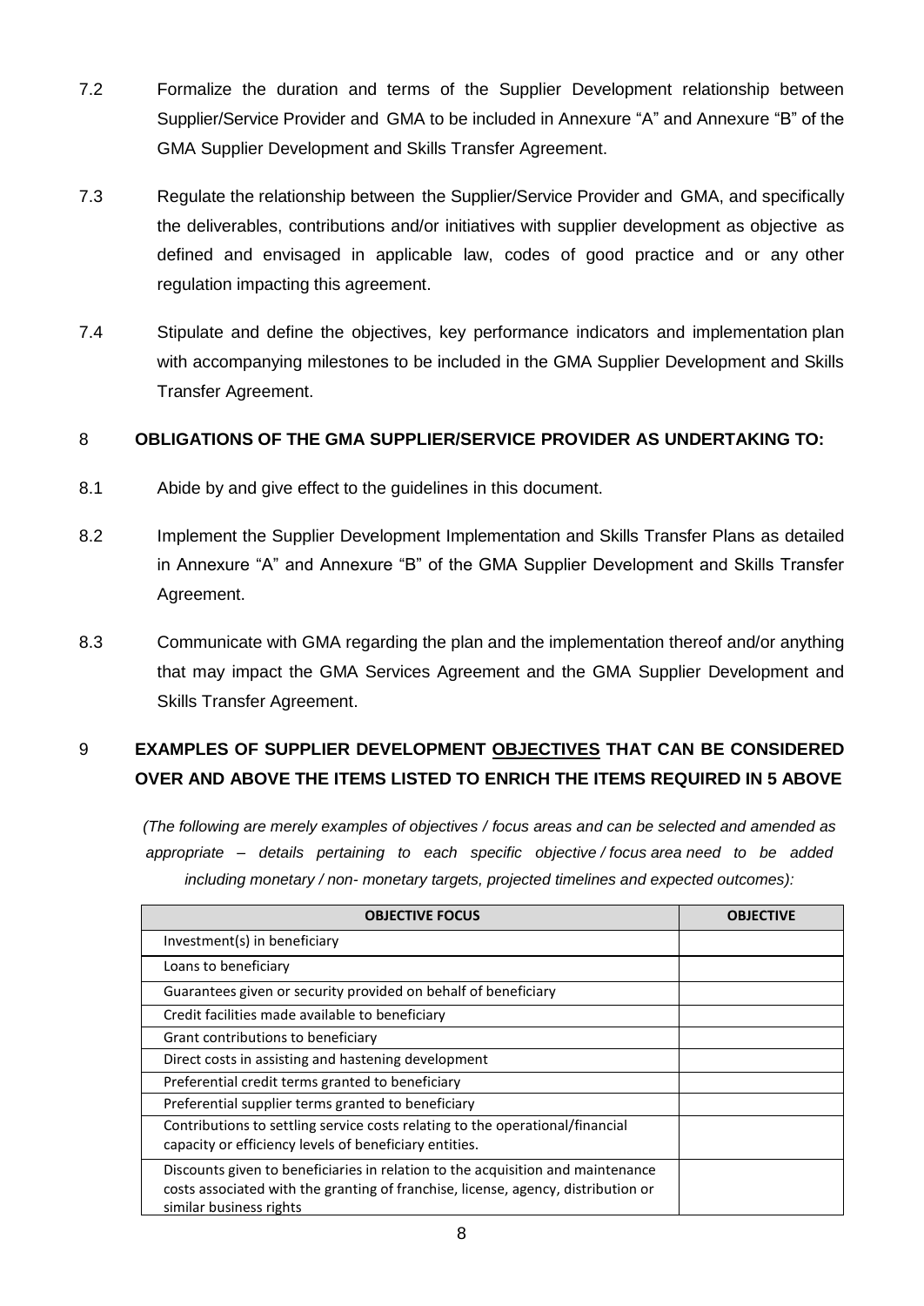7.2 Formalize the duration and terms of the Supplier Development relationship between Supplier/Service Provider and GMA to be included in Annexure "A" and Annexure "B" of the GMA Supplier Development and Skills Transfer Agreement.

7.3 Regulate the relationship between the Supplier/Service Provider and GMA, and specifically the deliverables, contributions and/or initiatives with supplier development as objective as defined and envisaged in applicable law, codes of good practice and or any other regulation impacting this agreement.

7.4 Stipulate and define the objectives, key performance indicators and implementation plan with accompanying milestones to be included in the GMA Supplier Development and Skills Transfer Agreement.

## 8 OBLIGATIONS OF THE GMA SUPPLIER/SERVICE PROVIDER AS UNDERTAKING TO:

8.1 Abide by and give effect to the guidelines in this document.

8.2 Implement the Supplier Development Implementation and Skills Transfer Plans as detailed in Annexure "A" and Annexure "B" of the GMA Supplier Development and Skills Transfer Agreement.

8.3 Communicate with GMA regarding the plan and the implementation thereof and/or anything that may impact the GMA Services Agreement and the GMA Supplier Development and Skills Transfer Agreement.

## 9 EXAMPLES OF SUPPLIER DEVELOPMENT OBJECTIVES THAT CAN BE CONSIDERED OVER AND ABOVE THE ITEMS LISTED TO ENRICH THE ITEMS REQUIRED IN 5 ABOVE

*(The following are merely examples of objectives / focus areas and can be selected and amended as appropriate – details pertaining to each specific objective / focus area need to be added including monetary / non- monetary targets, projected timelines and expected outcomes):*

| OBJECTIVE FOCUS | OBJECTIVE |
|---|---|
| Investment(s) in beneficiary | |
| Loans to beneficiary | |
| Guarantees given or security provided on behalf of beneficiary | |
| Credit facilities made available to beneficiary | |
| Grant contributions to beneficiary | |
| Direct costs in assisting and hastening development | |
| Preferential credit terms granted to beneficiary | |
| Preferential supplier terms granted to beneficiary | |
| Contributions to settling service costs relating to the operational/financial capacity or efficiency levels of beneficiary entities. | |
| Discounts given to beneficiaries in relation to the acquisition and maintenance costs associated with the granting of franchise, license, agency, distribution or similar business rights | |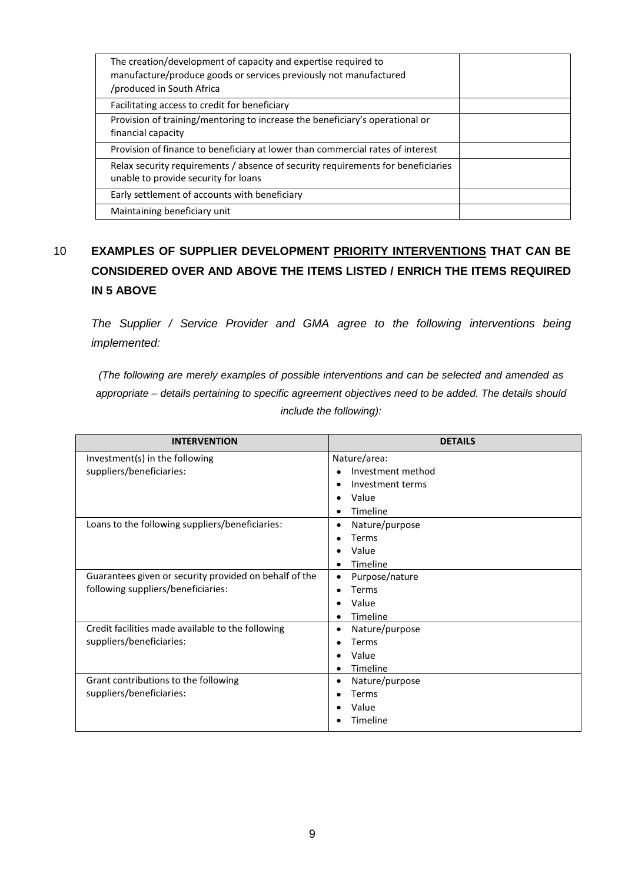| | |
|---|---|
| The creation/development of capacity and expertise required to manufacture/produce goods or services previously not manufactured /produced in South Africa | |
| Facilitating access to credit for beneficiary | |
| Provision of training/mentoring to increase the beneficiary's operational or financial capacity | |
| Provision of finance to beneficiary at lower than commercial rates of interest | |
| Relax security requirements / absence of security requirements for beneficiaries unable to provide security for loans | |
| Early settlement of accounts with beneficiary | |
| Maintaining beneficiary unit | |

## 10 EXAMPLES OF SUPPLIER DEVELOPMENT <u>PRIORITY INTERVENTIONS</u> THAT CAN BE CONSIDERED OVER AND ABOVE THE ITEMS LISTED / ENRICH THE ITEMS REQUIRED IN 5 ABOVE

*The Supplier / Service Provider and GMA agree to the following interventions being implemented:*

*(The following are merely examples of possible interventions and can be selected and amended as appropriate – details pertaining to specific agreement objectives need to be added. The details should include the following):*

| INTERVENTION | DETAILS |
|---|---|
| Investment(s) in the following suppliers/beneficiaries: | Nature/area:<br>• Investment method<br>• Investment terms<br>• Value<br>• Timeline |
| Loans to the following suppliers/beneficiaries: | • Nature/purpose<br>• Terms<br>• Value<br>• Timeline |
| Guarantees given or security provided on behalf of the following suppliers/beneficiaries: | • Purpose/nature<br>• Terms<br>• Value<br>• Timeline |
| Credit facilities made available to the following suppliers/beneficiaries: | • Nature/purpose<br>• Terms<br>• Value<br>• Timeline |
| Grant contributions to the following suppliers/beneficiaries: | • Nature/purpose<br>• Terms<br>• Value<br>• Timeline |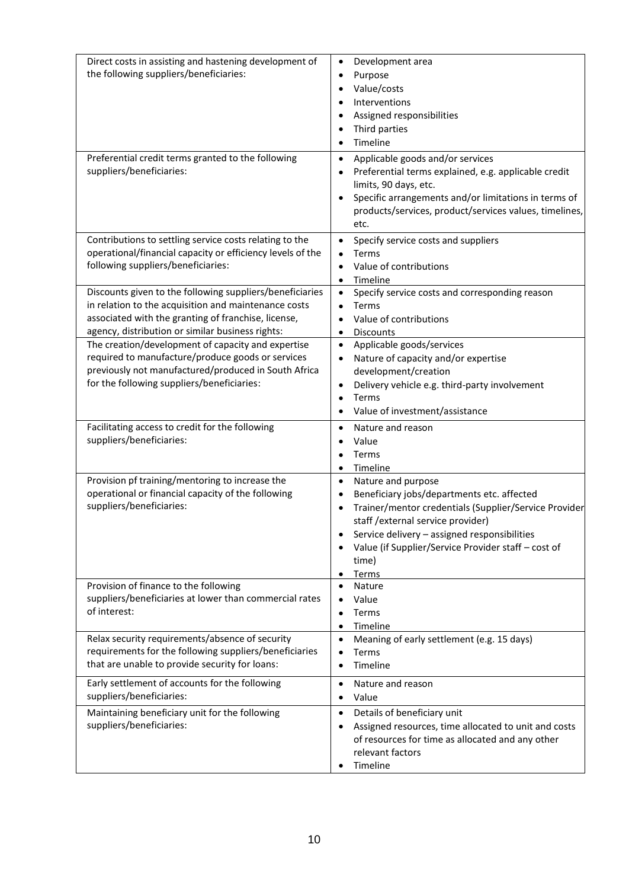| | |
|---|---|
| Direct costs in assisting and hastening development of the following suppliers/beneficiaries: | • Development area<br>• Purpose<br>• Value/costs<br>• Interventions<br>• Assigned responsibilities<br>• Third parties<br>• Timeline |
| Preferential credit terms granted to the following suppliers/beneficiaries: | • Applicable goods and/or services<br>• Preferential terms explained, e.g. applicable credit limits, 90 days, etc.<br>• Specific arrangements and/or limitations in terms of products/services, product/services values, timelines, etc. |
| Contributions to settling service costs relating to the operational/financial capacity or efficiency levels of the following suppliers/beneficiaries: | • Specify service costs and suppliers<br>• Terms<br>• Value of contributions<br>• Timeline |
| Discounts given to the following suppliers/beneficiaries in relation to the acquisition and maintenance costs associated with the granting of franchise, license, agency, distribution or similar business rights: | • Specify service costs and corresponding reason<br>• Terms<br>• Value of contributions<br>• Discounts |
| The creation/development of capacity and expertise required to manufacture/produce goods or services previously not manufactured/produced in South Africa for the following suppliers/beneficiaries: | • Applicable goods/services<br>• Nature of capacity and/or expertise development/creation<br>• Delivery vehicle e.g. third-party involvement<br>• Terms<br>• Value of investment/assistance |
| Facilitating access to credit for the following suppliers/beneficiaries: | • Nature and reason<br>• Value<br>• Terms<br>• Timeline |
| Provision pf training/mentoring to increase the operational or financial capacity of the following suppliers/beneficiaries: | • Nature and purpose<br>• Beneficiary jobs/departments etc. affected<br>• Trainer/mentor credentials (Supplier/Service Provider staff /external service provider)<br>• Service delivery – assigned responsibilities<br>• Value (if Supplier/Service Provider staff – cost of time)<br>• Terms |
| Provision of finance to the following suppliers/beneficiaries at lower than commercial rates of interest: | • Nature<br>• Value<br>• Terms<br>• Timeline |
| Relax security requirements/absence of security requirements for the following suppliers/beneficiaries that are unable to provide security for loans: | • Meaning of early settlement (e.g. 15 days)<br>• Terms<br>• Timeline |
| Early settlement of accounts for the following suppliers/beneficiaries: | • Nature and reason<br>• Value |
| Maintaining beneficiary unit for the following suppliers/beneficiaries: | • Details of beneficiary unit<br>• Assigned resources, time allocated to unit and costs of resources for time as allocated and any other relevant factors<br>• Timeline |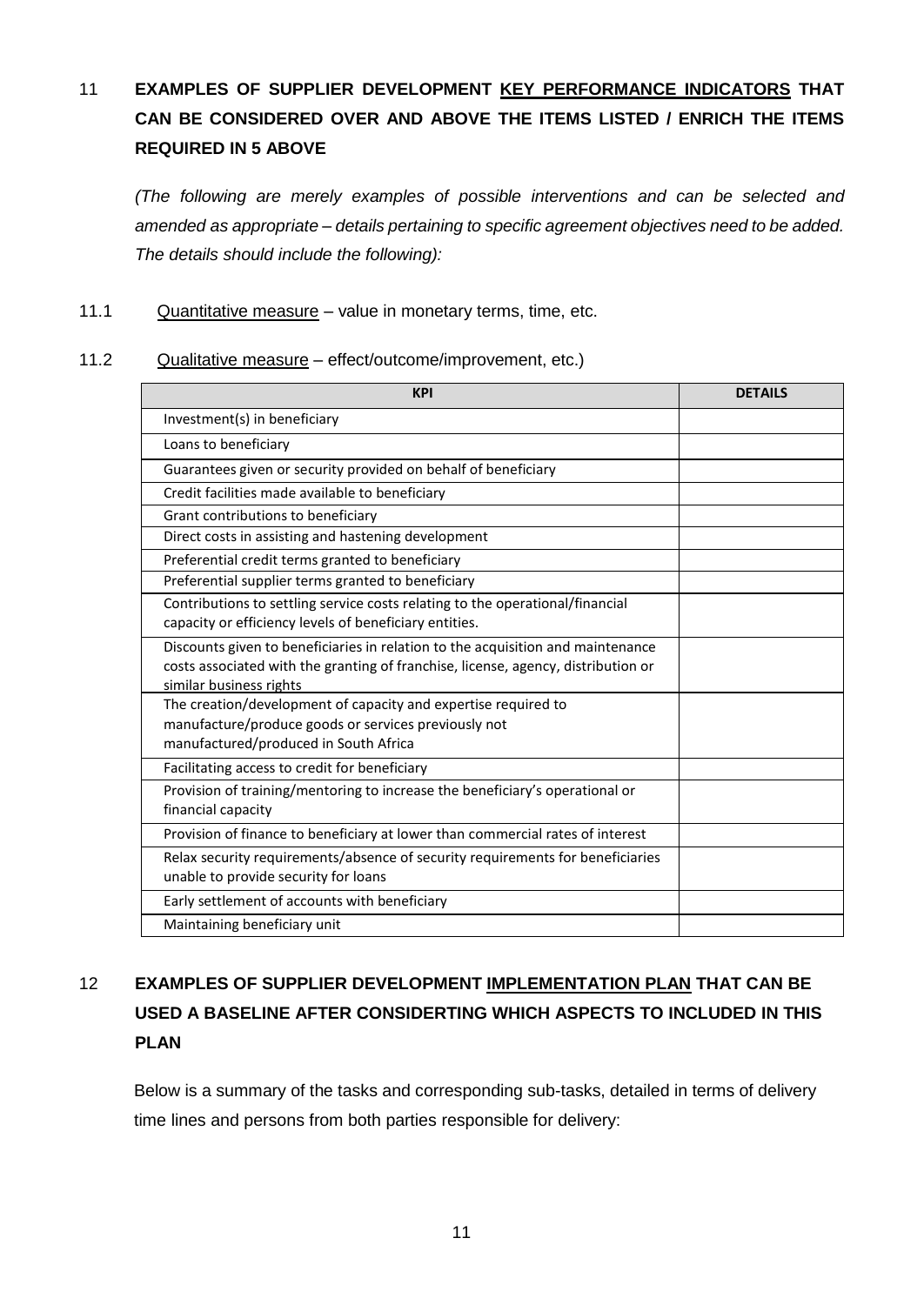## 11 EXAMPLES OF SUPPLIER DEVELOPMENT <u>KEY PERFORMANCE INDICATORS</u> THAT CAN BE CONSIDERED OVER AND ABOVE THE ITEMS LISTED / ENRICH THE ITEMS REQUIRED IN 5 ABOVE

*(The following are merely examples of possible interventions and can be selected and amended as appropriate – details pertaining to specific agreement objectives need to be added. The details should include the following):*

11.1 <u>Quantitative measure</u> – value in monetary terms, time, etc.

11.2 <u>Qualitative measure</u> – effect/outcome/improvement, etc.)

| KPI | DETAILS |
|---|---|
| Investment(s) in beneficiary | |
| Loans to beneficiary | |
| Guarantees given or security provided on behalf of beneficiary | |
| Credit facilities made available to beneficiary | |
| Grant contributions to beneficiary | |
| Direct costs in assisting and hastening development | |
| Preferential credit terms granted to beneficiary | |
| Preferential supplier terms granted to beneficiary | |
| Contributions to settling service costs relating to the operational/financial capacity or efficiency levels of beneficiary entities. | |
| Discounts given to beneficiaries in relation to the acquisition and maintenance costs associated with the granting of franchise, license, agency, distribution or similar business rights | |
| The creation/development of capacity and expertise required to manufacture/produce goods or services previously not manufactured/produced in South Africa | |
| Facilitating access to credit for beneficiary | |
| Provision of training/mentoring to increase the beneficiary's operational or financial capacity | |
| Provision of finance to beneficiary at lower than commercial rates of interest | |
| Relax security requirements/absence of security requirements for beneficiaries unable to provide security for loans | |
| Early settlement of accounts with beneficiary | |
| Maintaining beneficiary unit | |

## 12 EXAMPLES OF SUPPLIER DEVELOPMENT <u>IMPLEMENTATION PLAN</u> THAT CAN BE USED A BASELINE AFTER CONSIDERTING WHICH ASPECTS TO INCLUDED IN THIS PLAN

Below is a summary of the tasks and corresponding sub-tasks, detailed in terms of delivery time lines and persons from both parties responsible for delivery: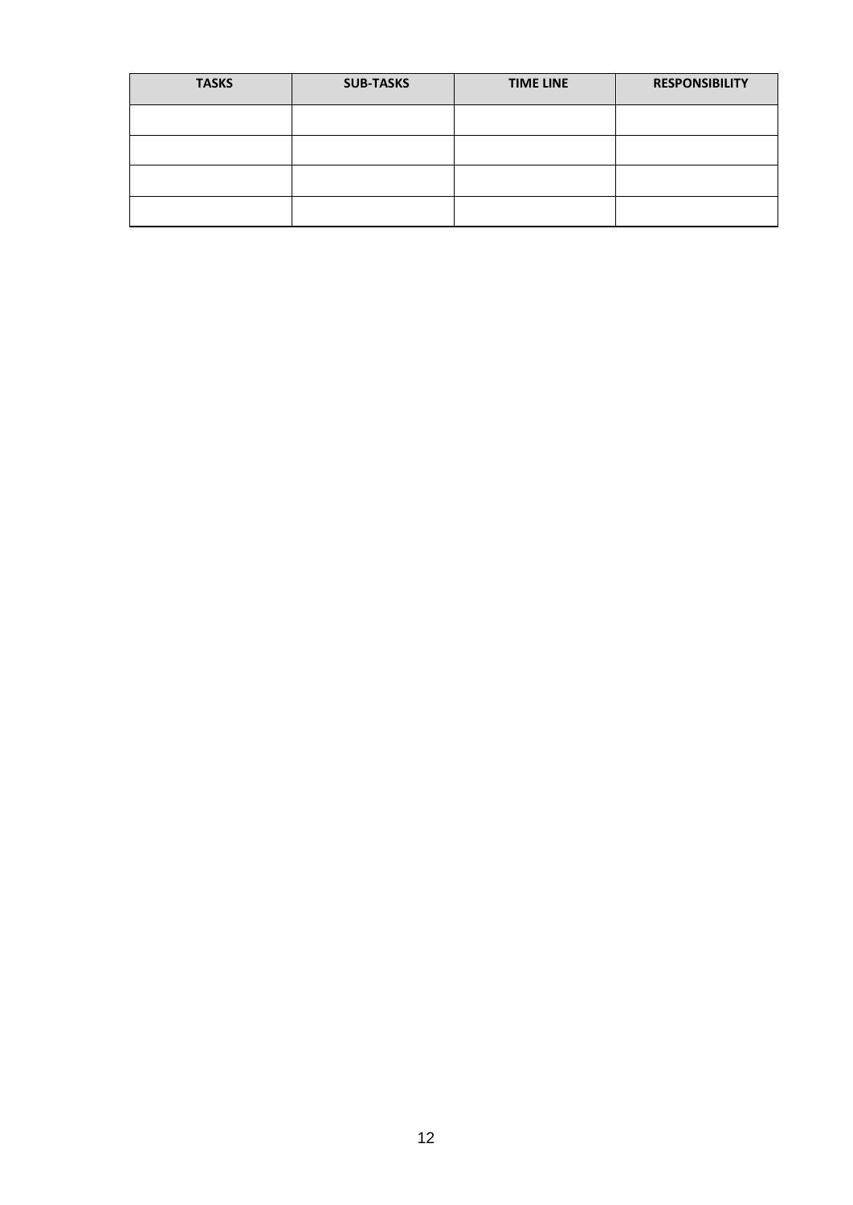| TASKS | SUB-TASKS | TIME LINE | RESPONSIBILITY |
|---|---|---|---|
| | | | |
| | | | |
| | | | |
| | | | |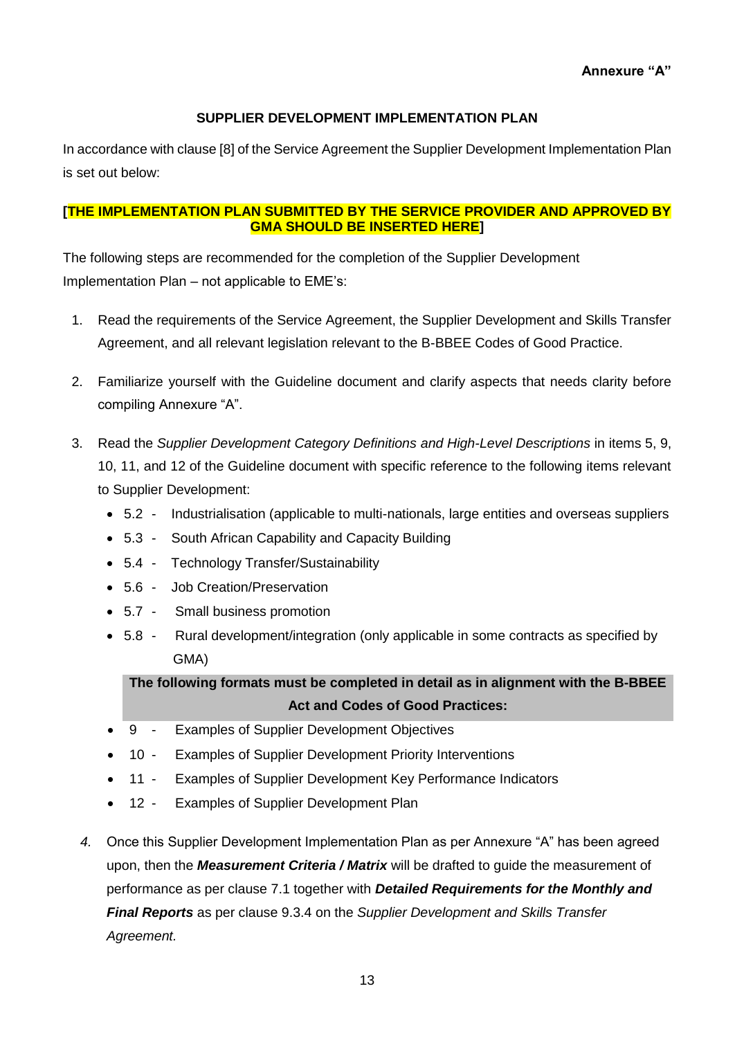**Annexure "A"**

**SUPPLIER DEVELOPMENT IMPLEMENTATION PLAN**

In accordance with clause [8] of the Service Agreement the Supplier Development Implementation Plan is set out below:

**[THE IMPLEMENTATION PLAN SUBMITTED BY THE SERVICE PROVIDER AND APPROVED BY GMA SHOULD BE INSERTED HERE]**

The following steps are recommended for the completion of the Supplier Development Implementation Plan – not applicable to EME's:

1. Read the requirements of the Service Agreement, the Supplier Development and Skills Transfer Agreement, and all relevant legislation relevant to the B-BBEE Codes of Good Practice.

2. Familiarize yourself with the Guideline document and clarify aspects that needs clarity before compiling Annexure "A".

3. Read the *Supplier Development Category Definitions and High-Level Descriptions* in items 5, 9, 10, 11, and 12 of the Guideline document with specific reference to the following items relevant to Supplier Development:
   - 5.2 - Industrialisation (applicable to multi-nationals, large entities and overseas suppliers
   - 5.3 - South African Capability and Capacity Building
   - 5.4 - Technology Transfer/Sustainability
   - 5.6 - Job Creation/Preservation
   - 5.7 - Small business promotion
   - 5.8 - Rural development/integration (only applicable in some contracts as specified by GMA)

   **The following formats must be completed in detail as in alignment with the B-BBEE Act and Codes of Good Practices:**

   - 9 - Examples of Supplier Development Objectives
   - 10 - Examples of Supplier Development Priority Interventions
   - 11 - Examples of Supplier Development Key Performance Indicators
   - 12 - Examples of Supplier Development Plan

4. Once this Supplier Development Implementation Plan as per Annexure "A" has been agreed upon, then the ***Measurement Criteria / Matrix*** will be drafted to guide the measurement of performance as per clause 7.1 together with ***Detailed Requirements for the Monthly and Final Reports*** as per clause 9.3.4 on the *Supplier Development and Skills Transfer Agreement.*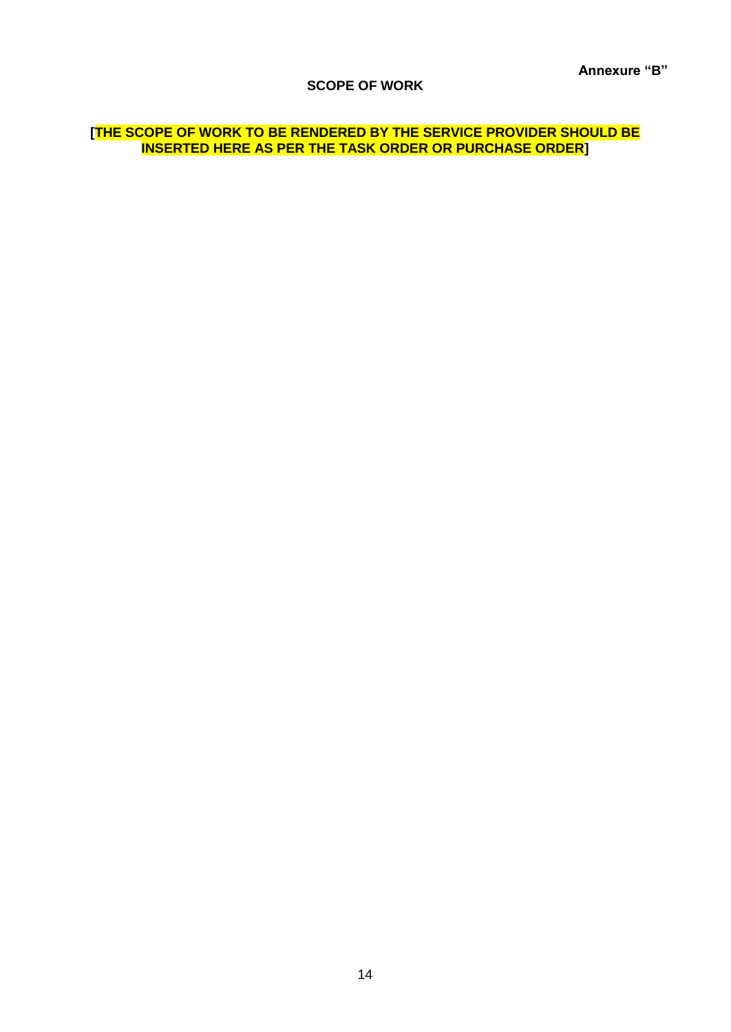**Annexure "B"**

**SCOPE OF WORK**

**[THE SCOPE OF WORK TO BE RENDERED BY THE SERVICE PROVIDER SHOULD BE INSERTED HERE AS PER THE TASK ORDER OR PURCHASE ORDER]**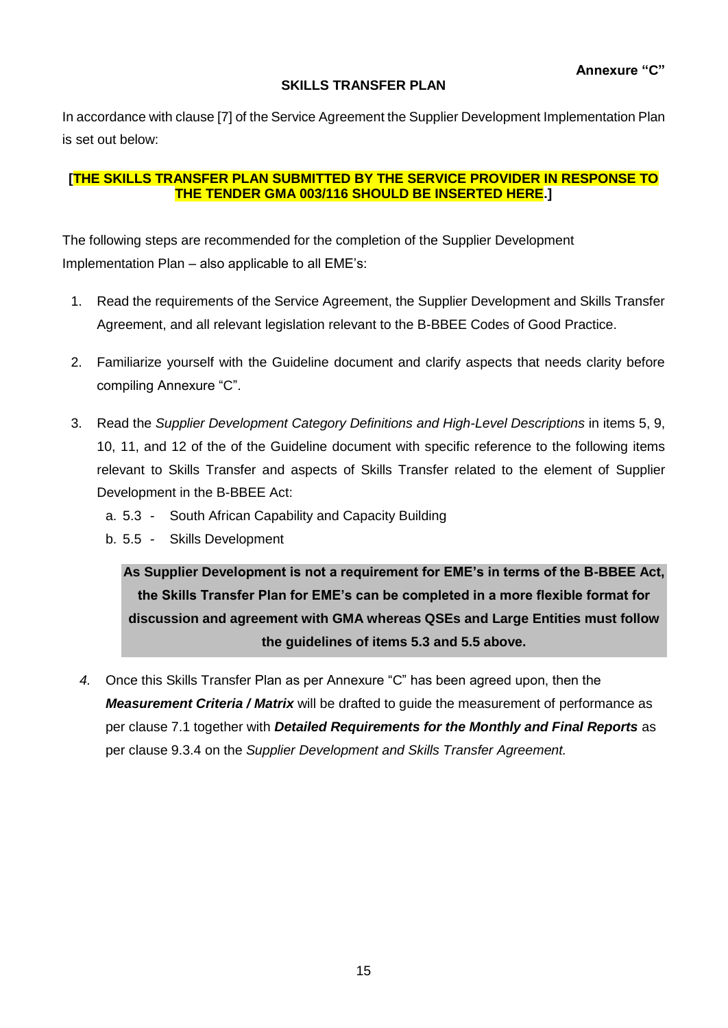**Annexure "C"**

## SKILLS TRANSFER PLAN

In accordance with clause [7] of the Service Agreement the Supplier Development Implementation Plan is set out below:

**[THE SKILLS TRANSFER PLAN SUBMITTED BY THE SERVICE PROVIDER IN RESPONSE TO THE TENDER GMA 003/116 SHOULD BE INSERTED HERE.]**

The following steps are recommended for the completion of the Supplier Development Implementation Plan – also applicable to all EME's:

1. Read the requirements of the Service Agreement, the Supplier Development and Skills Transfer Agreement, and all relevant legislation relevant to the B-BBEE Codes of Good Practice.

2. Familiarize yourself with the Guideline document and clarify aspects that needs clarity before compiling Annexure "C".

3. Read the *Supplier Development Category Definitions and High-Level Descriptions* in items 5, 9, 10, 11, and 12 of the of the Guideline document with specific reference to the following items relevant to Skills Transfer and aspects of Skills Transfer related to the element of Supplier Development in the B-BBEE Act:
   a. 5.3 - South African Capability and Capacity Building
   b. 5.5 - Skills Development

   **As Supplier Development is not a requirement for EME's in terms of the B-BBEE Act, the Skills Transfer Plan for EME's can be completed in a more flexible format for discussion and agreement with GMA whereas QSEs and Large Entities must follow the guidelines of items 5.3 and 5.5 above.**

4. Once this Skills Transfer Plan as per Annexure "C" has been agreed upon, then the ***Measurement Criteria / Matrix*** will be drafted to guide the measurement of performance as per clause 7.1 together with ***Detailed Requirements for the Monthly and Final Reports*** as per clause 9.3.4 on the *Supplier Development and Skills Transfer Agreement.*